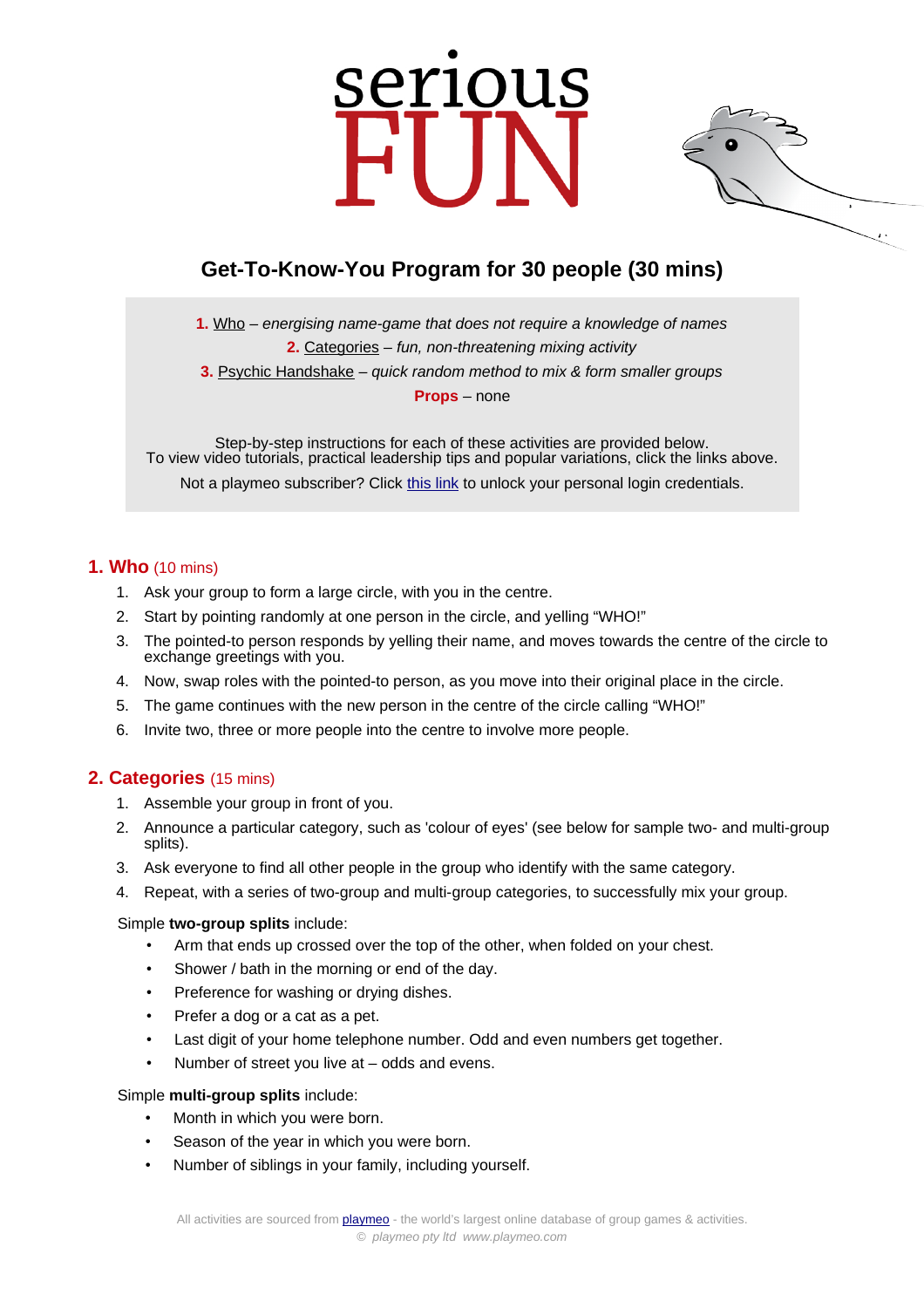serious
FUN

# Get-To-Know-You Program for 30 people (30 mins)

**1.** Who – *energising name-game that does not require a knowledge of names*
**2.** Categories – *fun, non-threatening mixing activity*
**3.** Psychic Handshake – *quick random method to mix & form smaller groups*
**Props** – none

Step-by-step instructions for each of these activities are provided below.
To view video tutorials, practical leadership tips and popular variations, click the links above.

Not a playmeo subscriber? Click this link to unlock your personal login credentials.

## 1. Who (10 mins)

1. Ask your group to form a large circle, with you in the centre.
2. Start by pointing randomly at one person in the circle, and yelling "WHO!"
3. The pointed-to person responds by yelling their name, and moves towards the centre of the circle to exchange greetings with you.
4. Now, swap roles with the pointed-to person, as you move into their original place in the circle.
5. The game continues with the new person in the centre of the circle calling "WHO!"
6. Invite two, three or more people into the centre to involve more people.

## 2. Categories (15 mins)

1. Assemble your group in front of you.
2. Announce a particular category, such as 'colour of eyes' (see below for sample two- and multi-group splits).
3. Ask everyone to find all other people in the group who identify with the same category.
4. Repeat, with a series of two-group and multi-group categories, to successfully mix your group.

Simple **two-group splits** include:

- Arm that ends up crossed over the top of the other, when folded on your chest.
- Shower / bath in the morning or end of the day.
- Preference for washing or drying dishes.
- Prefer a dog or a cat as a pet.
- Last digit of your home telephone number. Odd and even numbers get together.
- Number of street you live at – odds and evens.

Simple **multi-group splits** include:

- Month in which you were born.
- Season of the year in which you were born.
- Number of siblings in your family, including yourself.

All activities are sourced from playmeo - the world's largest online database of group games & activities.
© *playmeo pty ltd www.playmeo.com*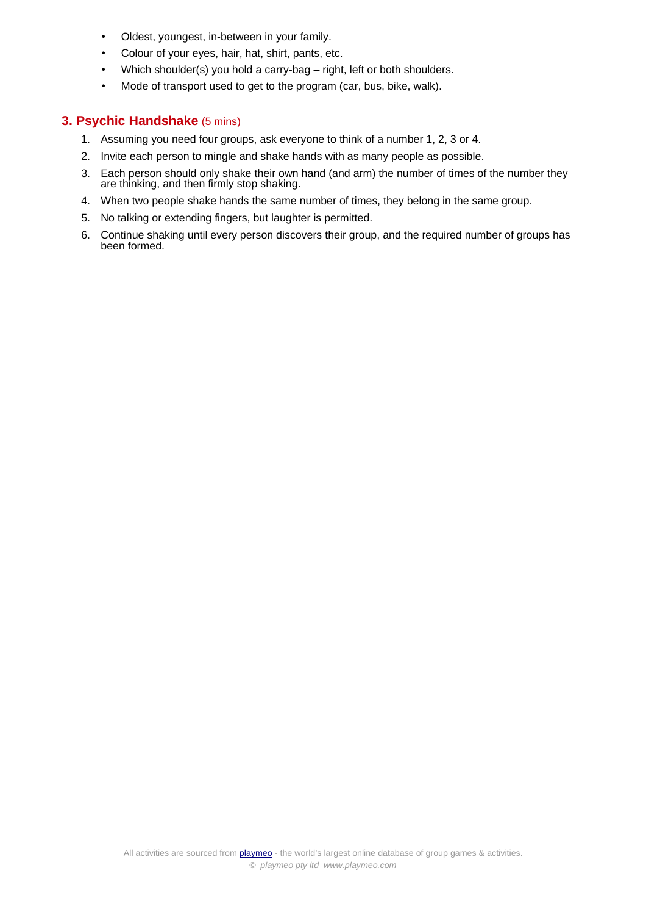- Oldest, youngest, in-between in your family.
- Colour of your eyes, hair, hat, shirt, pants, etc.
- Which shoulder(s) you hold a carry-bag – right, left or both shoulders.
- Mode of transport used to get to the program (car, bus, bike, walk).

## 3. Psychic Handshake (5 mins)

1. Assuming you need four groups, ask everyone to think of a number 1, 2, 3 or 4.
2. Invite each person to mingle and shake hands with as many people as possible.
3. Each person should only shake their own hand (and arm) the number of times of the number they are thinking, and then firmly stop shaking.
4. When two people shake hands the same number of times, they belong in the same group.
5. No talking or extending fingers, but laughter is permitted.
6. Continue shaking until every person discovers their group, and the required number of groups has been formed.